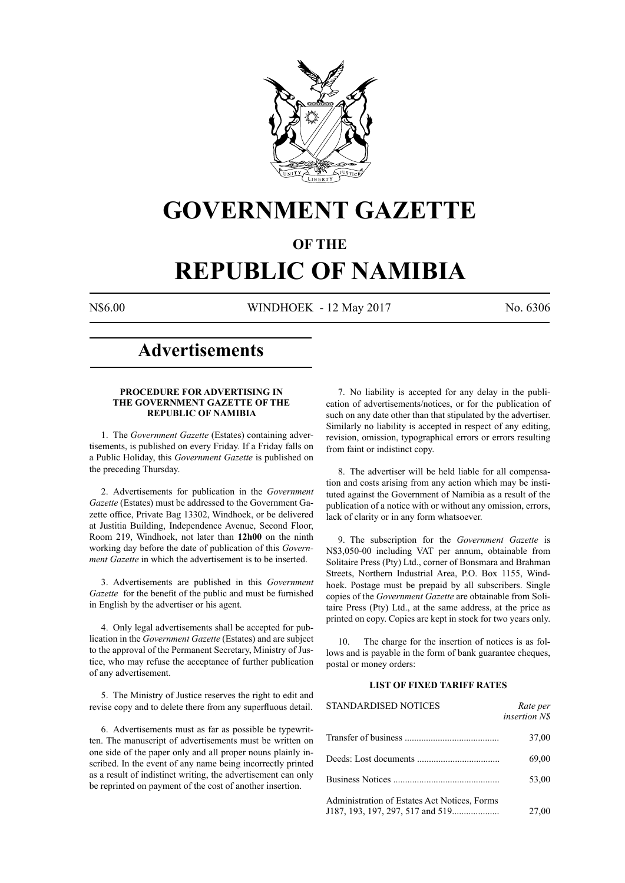# GOVERNMENT GAZETTE

## OF THE

# REPUBLIC OF NAMIBIA

N$6.00 WINDHOEK - 12 May 2017 No. 6306

# Advertisements

### PROCEDURE FOR ADVERTISING IN THE GOVERNMENT GAZETTE OF THE REPUBLIC OF NAMIBIA

1. The *Government Gazette* (Estates) containing advertisements, is published on every Friday. If a Friday falls on a Public Holiday, this *Government Gazette* is published on the preceding Thursday.

2. Advertisements for publication in the *Government Gazette* (Estates) must be addressed to the Government Gazette office, Private Bag 13302, Windhoek, or be delivered at Justitia Building, Independence Avenue, Second Floor, Room 219, Windhoek, not later than **12h00** on the ninth working day before the date of publication of this *Government Gazette* in which the advertisement is to be inserted.

3. Advertisements are published in this *Government Gazette* for the benefit of the public and must be furnished in English by the advertiser or his agent.

4. Only legal advertisements shall be accepted for publication in the *Government Gazette* (Estates) and are subject to the approval of the Permanent Secretary, Ministry of Justice, who may refuse the acceptance of further publication of any advertisement.

5. The Ministry of Justice reserves the right to edit and revise copy and to delete there from any superfluous detail.

6. Advertisements must as far as possible be typewritten. The manuscript of advertisements must be written on one side of the paper only and all proper nouns plainly inscribed. In the event of any name being incorrectly printed as a result of indistinct writing, the advertisement can only be reprinted on payment of the cost of another insertion.

7. No liability is accepted for any delay in the publication of advertisements/notices, or for the publication of such on any date other than that stipulated by the advertiser. Similarly no liability is accepted in respect of any editing, revision, omission, typographical errors or errors resulting from faint or indistinct copy.

8. The advertiser will be held liable for all compensation and costs arising from any action which may be instituted against the Government of Namibia as a result of the publication of a notice with or without any omission, errors, lack of clarity or in any form whatsoever.

9. The subscription for the *Government Gazette* is N$3,050-00 including VAT per annum, obtainable from Solitaire Press (Pty) Ltd., corner of Bonsmara and Brahman Streets, Northern Industrial Area, P.O. Box 1155, Windhoek. Postage must be prepaid by all subscribers. Single copies of the *Government Gazette* are obtainable from Solitaire Press (Pty) Ltd., at the same address, at the price as printed on copy. Copies are kept in stock for two years only.

10. The charge for the insertion of notices is as follows and is payable in the form of bank guarantee cheques, postal or money orders:

### LIST OF FIXED TARIFF RATES

| STANDARDISED NOTICES | *Rate per insertion N$* |
|---|---|
| Transfer of business | 37,00 |
| Deeds: Lost documents | 69,00 |
| Business Notices | 53,00 |
| Administration of Estates Act Notices, Forms J187, 193, 197, 297, 517 and 519 | 27,00 |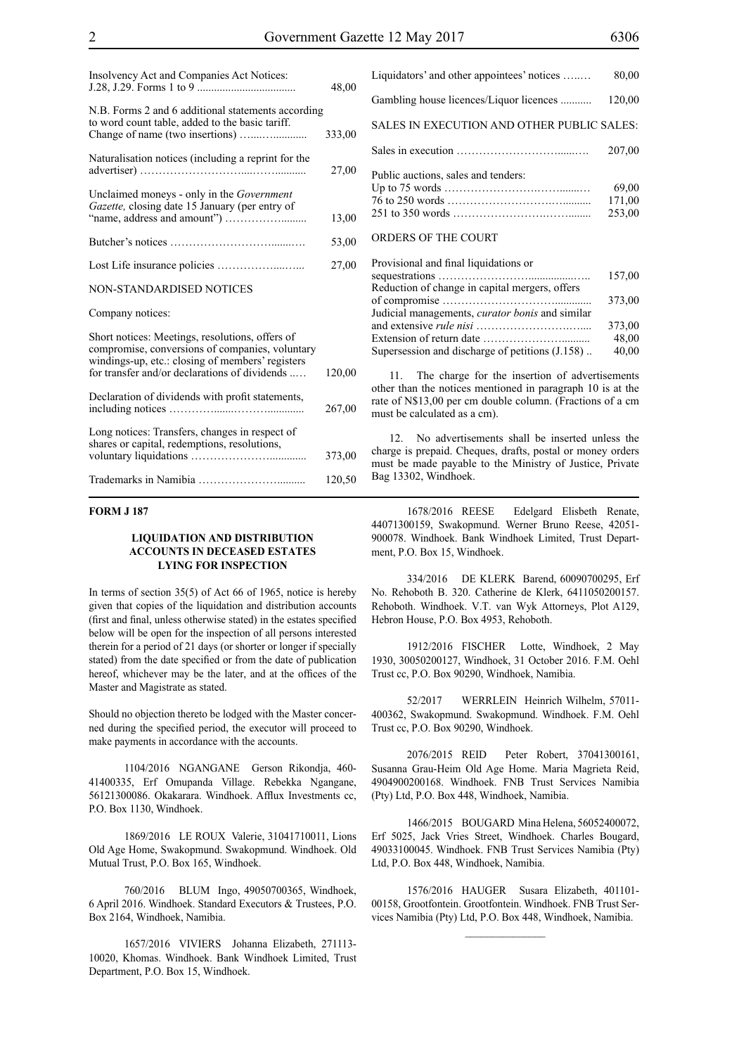| | |
|---|---|
| Insolvency Act and Companies Act Notices: J.28, J.29. Forms 1 to 9 | 48,00 |
| N.B. Forms 2 and 6 additional statements according to word count table, added to the basic tariff. Change of name (two insertions) | 333,00 |
| Naturalisation notices (including a reprint for the advertiser) | 27,00 |
| Unclaimed moneys - only in the *Government Gazette,* closing date 15 January (per entry of "name, address and amount") | 13,00 |
| Butcher's notices | 53,00 |
| Lost Life insurance policies | 27,00 |
| NON-STANDARDISED NOTICES | |
| Company notices: | |
| Short notices: Meetings, resolutions, offers of compromise, conversions of companies, voluntary windings-up, etc.: closing of members' registers for transfer and/or declarations of dividends | 120,00 |
| Declaration of dividends with profit statements, including notices | 267,00 |
| Long notices: Transfers, changes in respect of shares or capital, redemptions, resolutions, voluntary liquidations | 373,00 |
| Trademarks in Namibia | 120,50 |
| Liquidators' and other appointees' notices | 80,00 |
| Gambling house licences/Liquor licences | 120,00 |
| SALES IN EXECUTION AND OTHER PUBLIC SALES: | |
| Sales in execution | 207,00 |
| Public auctions, sales and tenders: | |
| Up to 75 words | 69,00 |
| 76 to 250 words | 171,00 |
| 251 to 350 words | 253,00 |
| ORDERS OF THE COURT | |
| Provisional and final liquidations or sequestrations | 157,00 |
| Reduction of change in capital mergers, offers of compromise | 373,00 |
| Judicial managements, *curator bonis* and similar and extensive *rule nisi* | 373,00 |
| Extension of return date | 48,00 |
| Supersession and discharge of petitions (J.158) | 40,00 |

11. The charge for the insertion of advertisements other than the notices mentioned in paragraph 10 is at the rate of N$13,00 per cm double column. (Fractions of a cm must be calculated as a cm).

12. No advertisements shall be inserted unless the charge is prepaid. Cheques, drafts, postal or money orders must be made payable to the Ministry of Justice, Private Bag 13302, Windhoek.

**FORM J 187**

**LIQUIDATION AND DISTRIBUTION ACCOUNTS IN DECEASED ESTATES LYING FOR INSPECTION**

In terms of section 35(5) of Act 66 of 1965, notice is hereby given that copies of the liquidation and distribution accounts (first and final, unless otherwise stated) in the estates specified below will be open for the inspection of all persons interested therein for a period of 21 days (or shorter or longer if specially stated) from the date specified or from the date of publication hereof, whichever may be the later, and at the offices of the Master and Magistrate as stated.

Should no objection thereto be lodged with the Master concerned during the specified period, the executor will proceed to make payments in accordance with the accounts.

1104/2016 NGANGANE Gerson Rikondja, 460-41400335, Erf Omupanda Village. Rebekka Ngangane, 56121300086. Okakarara. Windhoek. Afflux Investments cc, P.O. Box 1130, Windhoek.

1869/2016 LE ROUX Valerie, 31041710011, Lions Old Age Home, Swakopmund. Swakopmund. Windhoek. Old Mutual Trust, P.O. Box 165, Windhoek.

760/2016 BLUM Ingo, 49050700365, Windhoek, 6 April 2016. Windhoek. Standard Executors & Trustees, P.O. Box 2164, Windhoek, Namibia.

1657/2016 VIVIERS Johanna Elizabeth, 271113-10020, Khomas. Windhoek. Bank Windhoek Limited, Trust Department, P.O. Box 15, Windhoek.

1678/2016 REESE Edelgard Elisbeth Renate, 44071300159, Swakopmund. Werner Bruno Reese, 42051-900078. Windhoek. Bank Windhoek Limited, Trust Department, P.O. Box 15, Windhoek.

334/2016 DE KLERK Barend, 60090700295, Erf No. Rehoboth B. 320. Catherine de Klerk, 6411050200157. Rehoboth. Windhoek. V.T. van Wyk Attorneys, Plot A129, Hebron House, P.O. Box 4953, Rehoboth.

1912/2016 FISCHER Lotte, Windhoek, 2 May 1930, 30050200127, Windhoek, 31 October 2016. F.M. Oehl Trust cc, P.O. Box 90290, Windhoek, Namibia.

52/2017 WERRLEIN Heinrich Wilhelm, 57011-400362, Swakopmund. Swakopmund. Windhoek. F.M. Oehl Trust cc, P.O. Box 90290, Windhoek.

2076/2015 REID Peter Robert, 37041300161, Susanna Grau-Heim Old Age Home. Maria Magrieta Reid, 4904900200168. Windhoek. FNB Trust Services Namibia (Pty) Ltd, P.O. Box 448, Windhoek, Namibia.

1466/2015 BOUGARD Mina Helena, 56052400072, Erf 5025, Jack Vries Street, Windhoek. Charles Bougard, 49033100045. Windhoek. FNB Trust Services Namibia (Pty) Ltd, P.O. Box 448, Windhoek, Namibia.

1576/2016 HAUGER Susara Elizabeth, 401101-00158, Grootfontein. Grootfontein. Windhoek. FNB Trust Services Namibia (Pty) Ltd, P.O. Box 448, Windhoek, Namibia.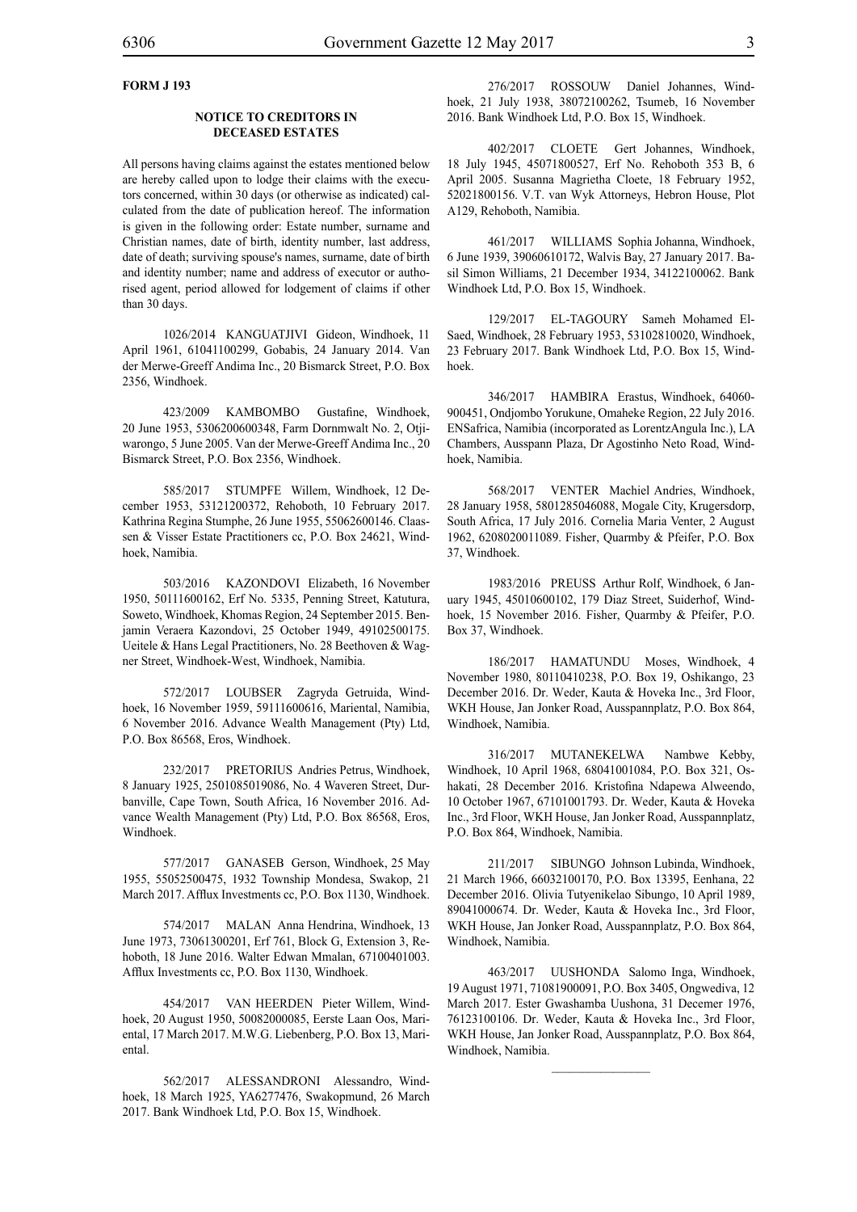**FORM J 193**

## NOTICE TO CREDITORS IN DECEASED ESTATES

All persons having claims against the estates mentioned below are hereby called upon to lodge their claims with the executors concerned, within 30 days (or otherwise as indicated) calculated from the date of publication hereof. The information is given in the following order: Estate number, surname and Christian names, date of birth, identity number, last address, date of death; surviving spouse's names, surname, date of birth and identity number; name and address of executor or authorised agent, period allowed for lodgement of claims if other than 30 days.

1026/2014 KANGUATJIVI Gideon, Windhoek, 11 April 1961, 61041100299, Gobabis, 24 January 2014. Van der Merwe-Greeff Andima Inc., 20 Bismarck Street, P.O. Box 2356, Windhoek.

423/2009 KAMBOMBO Gustafine, Windhoek, 20 June 1953, 5306200600348, Farm Dornmwalt No. 2, Otjiwarongo, 5 June 2005. Van der Merwe-Greeff Andima Inc., 20 Bismarck Street, P.O. Box 2356, Windhoek.

585/2017 STUMPFE Willem, Windhoek, 12 December 1953, 53121200372, Rehoboth, 10 February 2017. Kathrina Regina Stumphe, 26 June 1955, 55062600146. Claassen & Visser Estate Practitioners cc, P.O. Box 24621, Windhoek, Namibia.

503/2016 KAZONDOVI Elizabeth, 16 November 1950, 50111600162, Erf No. 5335, Penning Street, Katutura, Soweto, Windhoek, Khomas Region, 24 September 2015. Benjamin Veraera Kazondovi, 25 October 1949, 49102500175. Ueitele & Hans Legal Practitioners, No. 28 Beethoven & Wagner Street, Windhoek-West, Windhoek, Namibia.

572/2017 LOUBSER Zagryda Getruida, Windhoek, 16 November 1959, 59111600616, Mariental, Namibia, 6 November 2016. Advance Wealth Management (Pty) Ltd, P.O. Box 86568, Eros, Windhoek.

232/2017 PRETORIUS Andries Petrus, Windhoek, 8 January 1925, 2501085019086, No. 4 Waveren Street, Durbanville, Cape Town, South Africa, 16 November 2016. Advance Wealth Management (Pty) Ltd, P.O. Box 86568, Eros, Windhoek.

577/2017 GANASEB Gerson, Windhoek, 25 May 1955, 55052500475, 1932 Township Mondesa, Swakop, 21 March 2017. Afflux Investments cc, P.O. Box 1130, Windhoek.

574/2017 MALAN Anna Hendrina, Windhoek, 13 June 1973, 73061300201, Erf 761, Block G, Extension 3, Rehoboth, 18 June 2016. Walter Edwan Mmalan, 67100401003. Afflux Investments cc, P.O. Box 1130, Windhoek.

454/2017 VAN HEERDEN Pieter Willem, Windhoek, 20 August 1950, 50082000085, Eerste Laan Oos, Mariental, 17 March 2017. M.W.G. Liebenberg, P.O. Box 13, Mariental.

562/2017 ALESSANDRONI Alessandro, Windhoek, 18 March 1925, YA6277476, Swakopmund, 26 March 2017. Bank Windhoek Ltd, P.O. Box 15, Windhoek.

276/2017 ROSSOUW Daniel Johannes, Windhoek, 21 July 1938, 38072100262, Tsumeb, 16 November 2016. Bank Windhoek Ltd, P.O. Box 15, Windhoek.

402/2017 CLOETE Gert Johannes, Windhoek, 18 July 1945, 45071800527, Erf No. Rehoboth 353 B, 6 April 2005. Susanna Magrietha Cloete, 18 February 1952, 52021800156. V.T. van Wyk Attorneys, Hebron House, Plot A129, Rehoboth, Namibia.

461/2017 WILLIAMS Sophia Johanna, Windhoek, 6 June 1939, 39060610172, Walvis Bay, 27 January 2017. Basil Simon Williams, 21 December 1934, 34122100062. Bank Windhoek Ltd, P.O. Box 15, Windhoek.

129/2017 EL-TAGOURY Sameh Mohamed El-Saed, Windhoek, 28 February 1953, 53102810020, Windhoek, 23 February 2017. Bank Windhoek Ltd, P.O. Box 15, Windhoek.

346/2017 HAMBIRA Erastus, Windhoek, 64060-900451, Ondjombo Yorukune, Omaheke Region, 22 July 2016. ENSafrica, Namibia (incorporated as LorentzAngula Inc.), LA Chambers, Ausspann Plaza, Dr Agostinho Neto Road, Windhoek, Namibia.

568/2017 VENTER Machiel Andries, Windhoek, 28 January 1958, 5801285046088, Mogale City, Krugersdorp, South Africa, 17 July 2016. Cornelia Maria Venter, 2 August 1962, 6208020011089. Fisher, Quarmby & Pfeifer, P.O. Box 37, Windhoek.

1983/2016 PREUSS Arthur Rolf, Windhoek, 6 January 1945, 45010600102, 179 Diaz Street, Suiderhof, Windhoek, 15 November 2016. Fisher, Quarmby & Pfeifer, P.O. Box 37, Windhoek.

186/2017 HAMATUNDU Moses, Windhoek, 4 November 1980, 80110410238, P.O. Box 19, Oshikango, 23 December 2016. Dr. Weder, Kauta & Hoveka Inc., 3rd Floor, WKH House, Jan Jonker Road, Ausspannplatz, P.O. Box 864, Windhoek, Namibia.

316/2017 MUTANEKELWA Nambwe Kebby, Windhoek, 10 April 1968, 68041001084, P.O. Box 321, Oshakati, 28 December 2016. Kristofina Ndapewa Alweendo, 10 October 1967, 67101001793. Dr. Weder, Kauta & Hoveka Inc., 3rd Floor, WKH House, Jan Jonker Road, Ausspannplatz, P.O. Box 864, Windhoek, Namibia.

211/2017 SIBUNGO Johnson Lubinda, Windhoek, 21 March 1966, 66032100170, P.O. Box 13395, Eenhana, 22 December 2016. Olivia Tutyenikelao Sibungo, 10 April 1989, 89041000674. Dr. Weder, Kauta & Hoveka Inc., 3rd Floor, WKH House, Jan Jonker Road, Ausspannplatz, P.O. Box 864, Windhoek, Namibia.

463/2017 UUSHONDA Salomo Inga, Windhoek, 19 August 1971, 71081900091, P.O. Box 3405, Ongwediva, 12 March 2017. Ester Gwashamba Uushona, 31 Decemer 1976, 76123100106. Dr. Weder, Kauta & Hoveka Inc., 3rd Floor, WKH House, Jan Jonker Road, Ausspannplatz, P.O. Box 864, Windhoek, Namibia.

---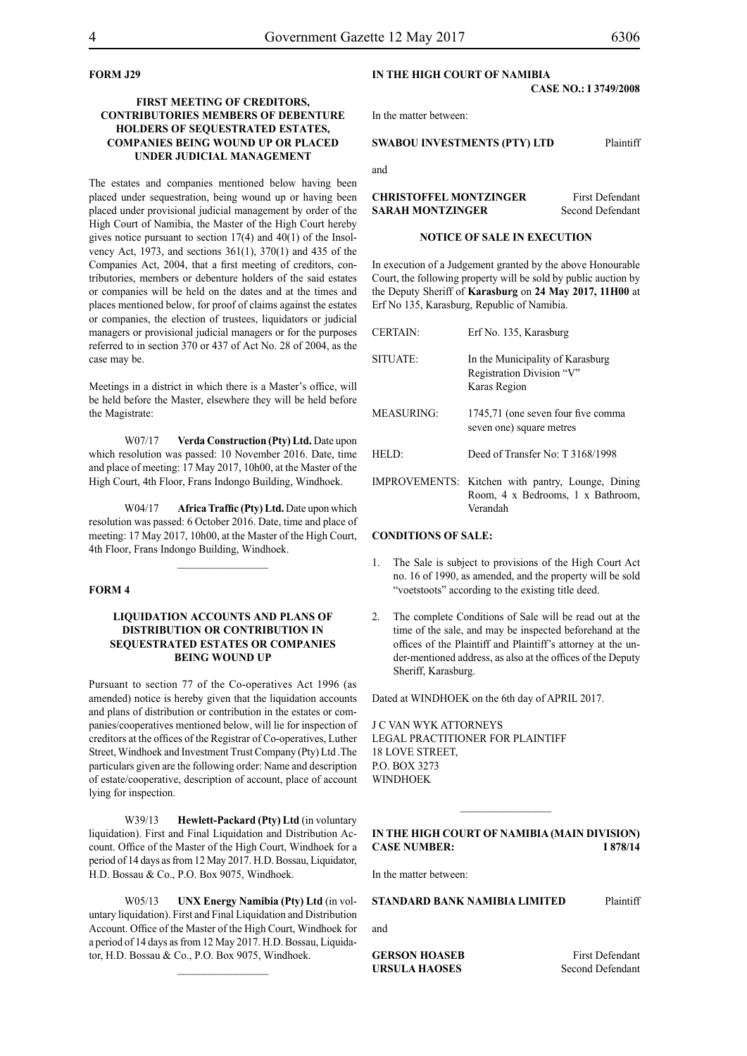**FORM J29**

**FIRST MEETING OF CREDITORS, CONTRIBUTORIES MEMBERS OF DEBENTURE HOLDERS OF SEQUESTRATED ESTATES, COMPANIES BEING WOUND UP OR PLACED UNDER JUDICIAL MANAGEMENT**

The estates and companies mentioned below having been placed under sequestration, being wound up or having been placed under provisional judicial management by order of the High Court of Namibia, the Master of the High Court hereby gives notice pursuant to section 17(4) and 40(1) of the Insolvency Act, 1973, and sections 361(1), 370(1) and 435 of the Companies Act, 2004, that a first meeting of creditors, contributories, members or debenture holders of the said estates or companies will be held on the dates and at the times and places mentioned below, for proof of claims against the estates or companies, the election of trustees, liquidators or judicial managers or provisional judicial managers or for the purposes referred to in section 370 or 437 of Act No. 28 of 2004, as the case may be.

Meetings in a district in which there is a Master's office, will be held before the Master, elsewhere they will be held before the Magistrate:

W07/17 **Verda Construction (Pty) Ltd.** Date upon which resolution was passed: 10 November 2016. Date, time and place of meeting: 17 May 2017, 10h00, at the Master of the High Court, 4th Floor, Frans Indongo Building, Windhoek.

W04/17 **Africa Traffic (Pty) Ltd.** Date upon which resolution was passed: 6 October 2016. Date, time and place of meeting: 17 May 2017, 10h00, at the Master of the High Court, 4th Floor, Frans Indongo Building, Windhoek.

---

**FORM 4**

**LIQUIDATION ACCOUNTS AND PLANS OF DISTRIBUTION OR CONTRIBUTION IN SEQUESTRATED ESTATES OR COMPANIES BEING WOUND UP**

Pursuant to section 77 of the Co-operatives Act 1996 (as amended) notice is hereby given that the liquidation accounts and plans of distribution or contribution in the estates or companies/cooperatives mentioned below, will lie for inspection of creditors at the offices of the Registrar of Co-operatives, Luther Street, Windhoek and Investment Trust Company (Pty) Ltd .The particulars given are the following order: Name and description of estate/cooperative, description of account, place of account lying for inspection.

W39/13 **Hewlett-Packard (Pty) Ltd** (in voluntary liquidation). First and Final Liquidation and Distribution Account. Office of the Master of the High Court, Windhoek for a period of 14 days as from 12 May 2017. H.D. Bossau, Liquidator, H.D. Bossau & Co., P.O. Box 9075, Windhoek.

W05/13 **UNX Energy Namibia (Pty) Ltd** (in voluntary liquidation). First and Final Liquidation and Distribution Account. Office of the Master of the High Court, Windhoek for a period of 14 days as from 12 May 2017. H.D. Bossau, Liquidator, H.D. Bossau & Co., P.O. Box 9075, Windhoek.

---

**IN THE HIGH COURT OF NAMIBIA**
**CASE NO.: I 3749/2008**

In the matter between:

**SWABOU INVESTMENTS (PTY) LTD** Plaintiff

and

**CHRISTOFFEL MONTZINGER** First Defendant
**SARAH MONTZINGER** Second Defendant

**NOTICE OF SALE IN EXECUTION**

In execution of a Judgement granted by the above Honourable Court, the following property will be sold by public auction by the Deputy Sheriff of **Karasburg** on **24 May 2017, 11H00** at Erf No 135, Karasburg, Republic of Namibia.

| | |
|---|---|
| CERTAIN: | Erf No. 135, Karasburg |
| SITUATE: | In the Municipality of Karasburg Registration Division "V" Karas Region |
| MEASURING: | 1745,71 (one seven four five comma seven one) square metres |
| HELD: | Deed of Transfer No: T 3168/1998 |
| IMPROVEMENTS: | Kitchen with pantry, Lounge, Dining Room, 4 x Bedrooms, 1 x Bathroom, Verandah |

**CONDITIONS OF SALE:**

1. The Sale is subject to provisions of the High Court Act no. 16 of 1990, as amended, and the property will be sold "voetstoots" according to the existing title deed.
2. The complete Conditions of Sale will be read out at the time of the sale, and may be inspected beforehand at the offices of the Plaintiff and Plaintiff's attorney at the under-mentioned address, as also at the offices of the Deputy Sheriff, Karasburg.

Dated at WINDHOEK on the 6th day of APRIL 2017.

J C VAN WYK ATTORNEYS
LEGAL PRACTITIONER FOR PLAINTIFF
18 LOVE STREET,
P.O. BOX 3273
WINDHOEK

---

**IN THE HIGH COURT OF NAMIBIA (MAIN DIVISION)**
**CASE NUMBER: I 878/14**

In the matter between:

**STANDARD BANK NAMIBIA LIMITED** Plaintiff

and

**GERSON HOASEB** First Defendant
**URSULA HAOSES** Second Defendant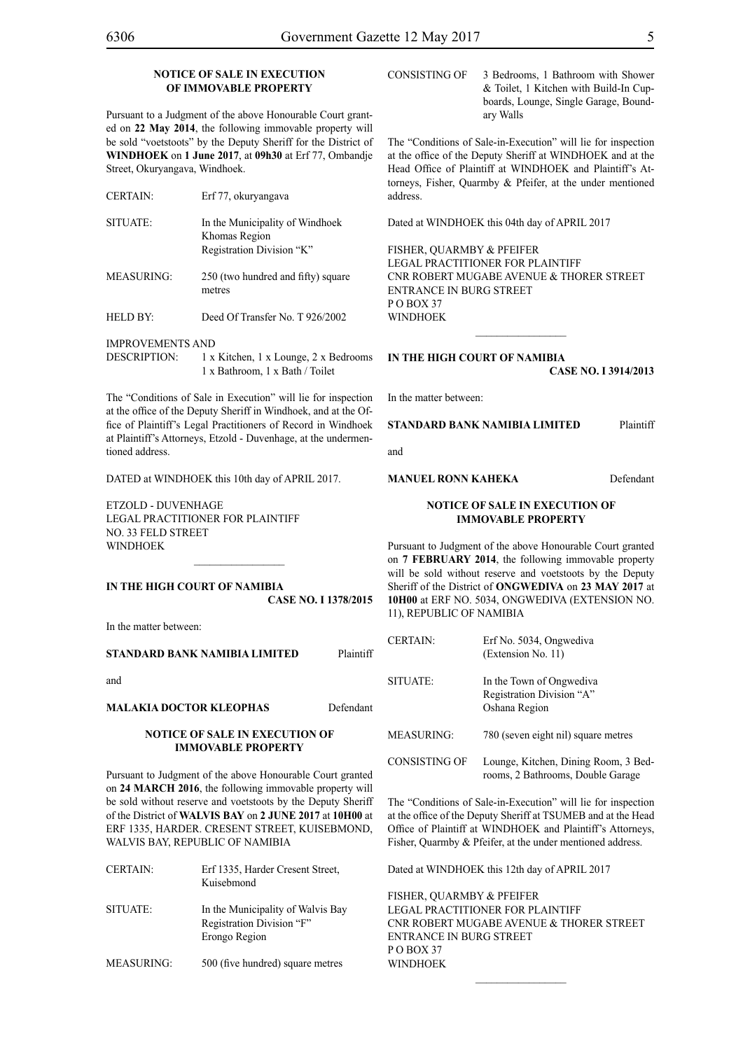**NOTICE OF SALE IN EXECUTION OF IMMOVABLE PROPERTY**

Pursuant to a Judgment of the above Honourable Court granted on **22 May 2014**, the following immovable property will be sold "voetstoots" by the Deputy Sheriff for the District of **WINDHOEK** on **1 June 2017**, at **09h30** at Erf 77, Ombandje Street, Okuryangava, Windhoek.

| | |
|---|---|
| CERTAIN: | Erf 77, okuryangava |
| SITUATE: | In the Municipality of Windhoek Khomas Region Registration Division "K" |
| MEASURING: | 250 (two hundred and fifty) square metres |
| HELD BY: | Deed Of Transfer No. T 926/2002 |
| IMPROVEMENTS AND DESCRIPTION: | 1 x Kitchen, 1 x Lounge, 2 x Bedrooms 1 x Bathroom, 1 x Bath / Toilet |

The "Conditions of Sale in Execution" will lie for inspection at the office of the Deputy Sheriff in Windhoek, and at the Office of Plaintiff's Legal Practitioners of Record in Windhoek at Plaintiff's Attorneys, Etzold - Duvenhage, at the undermentioned address.

DATED at WINDHOEK this 10th day of APRIL 2017.

ETZOLD - DUVENHAGE
LEGAL PRACTITIONER FOR PLAINTIFF
NO. 33 FELD STREET
WINDHOEK

---

**IN THE HIGH COURT OF NAMIBIA**
**CASE NO. I 1378/2015**

In the matter between:

**STANDARD BANK NAMIBIA LIMITED** Plaintiff

and

**MALAKIA DOCTOR KLEOPHAS** Defendant

**NOTICE OF SALE IN EXECUTION OF IMMOVABLE PROPERTY**

Pursuant to Judgment of the above Honourable Court granted on **24 MARCH 2016**, the following immovable property will be sold without reserve and voetstoots by the Deputy Sheriff of the District of **WALVIS BAY** on **2 JUNE 2017** at **10H00** at ERF 1335, HARDER. CRESENT STREET, KUISEBMOND, WALVIS BAY, REPUBLIC OF NAMIBIA

| | |
|---|---|
| CERTAIN: | Erf 1335, Harder Cresent Street, Kuisebmond |
| SITUATE: | In the Municipality of Walvis Bay Registration Division "F" Erongo Region |
| MEASURING: | 500 (five hundred) square metres |
| CONSISTING OF | 3 Bedrooms, 1 Bathroom with Shower & Toilet, 1 Kitchen with Build-In Cupboards, Lounge, Single Garage, Boundary Walls |

The "Conditions of Sale-in-Execution" will lie for inspection at the office of the Deputy Sheriff at WINDHOEK and at the Head Office of Plaintiff at WINDHOEK and Plaintiff's Attorneys, Fisher, Quarmby & Pfeifer, at the under mentioned address.

Dated at WINDHOEK this 04th day of APRIL 2017

FISHER, QUARMBY & PFEIFER
LEGAL PRACTITIONER FOR PLAINTIFF
CNR ROBERT MUGABE AVENUE & THORER STREET
ENTRANCE IN BURG STREET
P O BOX 37
WINDHOEK

---

**IN THE HIGH COURT OF NAMIBIA**
**CASE NO. I 3914/2013**

In the matter between:

**STANDARD BANK NAMIBIA LIMITED** Plaintiff

and

**MANUEL RONN KAHEKA** Defendant

**NOTICE OF SALE IN EXECUTION OF IMMOVABLE PROPERTY**

Pursuant to Judgment of the above Honourable Court granted on **7 FEBRUARY 2014**, the following immovable property will be sold without reserve and voetstoots by the Deputy Sheriff of the District of **ONGWEDIVA** on **23 MAY 2017** at **10H00** at ERF NO. 5034, ONGWEDIVA (EXTENSION NO. 11), REPUBLIC OF NAMIBIA

| | |
|---|---|
| CERTAIN: | Erf No. 5034, Ongwediva (Extension No. 11) |
| SITUATE: | In the Town of Ongwediva Registration Division "A" Oshana Region |
| MEASURING: | 780 (seven eight nil) square metres |
| CONSISTING OF | Lounge, Kitchen, Dining Room, 3 Bedrooms, 2 Bathrooms, Double Garage |

The "Conditions of Sale-in-Execution" will lie for inspection at the office of the Deputy Sheriff at TSUMEB and at the Head Office of Plaintiff at WINDHOEK and Plaintiff's Attorneys, Fisher, Quarmby & Pfeifer, at the under mentioned address.

Dated at WINDHOEK this 12th day of APRIL 2017

FISHER, QUARMBY & PFEIFER
LEGAL PRACTITIONER FOR PLAINTIFF
CNR ROBERT MUGABE AVENUE & THORER STREET
ENTRANCE IN BURG STREET
P O BOX 37
WINDHOEK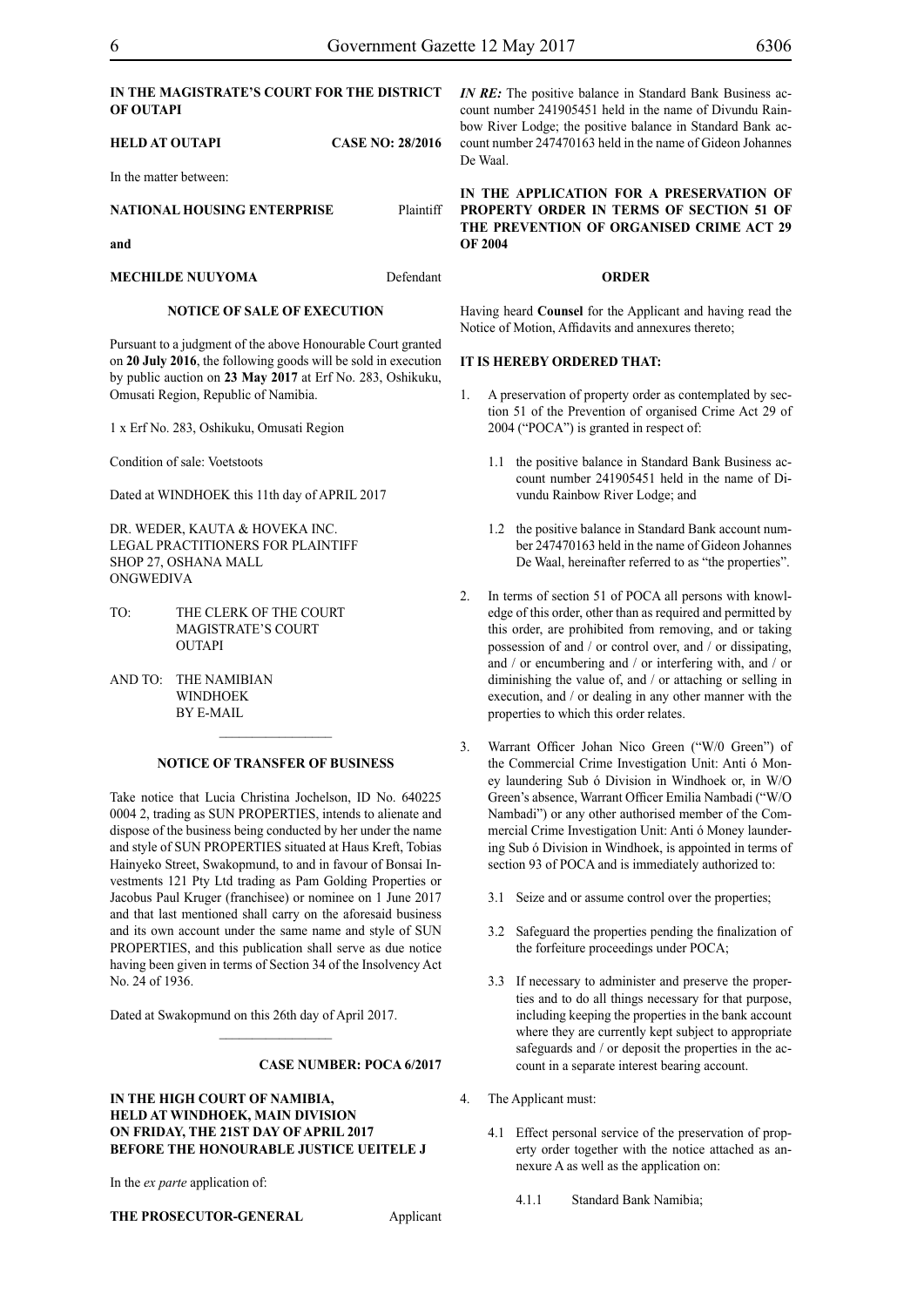**IN THE MAGISTRATE'S COURT FOR THE DISTRICT OF OUTAPI**

**HELD AT OUTAPI** **CASE NO: 28/2016**

In the matter between:

**NATIONAL HOUSING ENTERPRISE** Plaintiff

**and**

**MECHILDE NUUYOMA** Defendant

**NOTICE OF SALE OF EXECUTION**

Pursuant to a judgment of the above Honourable Court granted on **20 July 2016**, the following goods will be sold in execution by public auction on **23 May 2017** at Erf No. 283, Oshikuku, Omusati Region, Republic of Namibia.

1 x Erf No. 283, Oshikuku, Omusati Region

Condition of sale: Voetstoots

Dated at WINDHOEK this 11th day of APRIL 2017

DR. WEDER, KAUTA & HOVEKA INC.
LEGAL PRACTITIONERS FOR PLAINTIFF
SHOP 27, OSHANA MALL
ONGWEDIVA

TO: THE CLERK OF THE COURT
MAGISTRATE'S COURT
OUTAPI

AND TO: THE NAMIBIAN
WINDHOEK
BY E-MAIL

---

**NOTICE OF TRANSFER OF BUSINESS**

Take notice that Lucia Christina Jochelson, ID No. 640225 0004 2, trading as SUN PROPERTIES, intends to alienate and dispose of the business being conducted by her under the name and style of SUN PROPERTIES situated at Haus Kreft, Tobias Hainyeko Street, Swakopmund, to and in favour of Bonsai Investments 121 Pty Ltd trading as Pam Golding Properties or Jacobus Paul Kruger (franchisee) or nominee on 1 June 2017 and that last mentioned shall carry on the aforesaid business and its own account under the same name and style of SUN PROPERTIES, and this publication shall serve as due notice having been given in terms of Section 34 of the Insolvency Act No. 24 of 1936.

Dated at Swakopmund on this 26th day of April 2017.

---

**CASE NUMBER: POCA 6/2017**

**IN THE HIGH COURT OF NAMIBIA,
HELD AT WINDHOEK, MAIN DIVISION
ON FRIDAY, THE 21ST DAY OF APRIL 2017
BEFORE THE HONOURABLE JUSTICE UEITELE J**

In the *ex parte* application of:

**THE PROSECUTOR-GENERAL** Applicant

***IN RE:*** The positive balance in Standard Bank Business account number 241905451 held in the name of Divundu Rainbow River Lodge; the positive balance in Standard Bank account number 247470163 held in the name of Gideon Johannes De Waal.

**IN THE APPLICATION FOR A PRESERVATION OF PROPERTY ORDER IN TERMS OF SECTION 51 OF THE PREVENTION OF ORGANISED CRIME ACT 29 OF 2004**

**ORDER**

Having heard **Counsel** for the Applicant and having read the Notice of Motion, Affidavits and annexures thereto;

**IT IS HEREBY ORDERED THAT:**

1. A preservation of property order as contemplated by section 51 of the Prevention of organised Crime Act 29 of 2004 ("POCA") is granted in respect of:

   1.1 the positive balance in Standard Bank Business account number 241905451 held in the name of Divundu Rainbow River Lodge; and

   1.2 the positive balance in Standard Bank account number 247470163 held in the name of Gideon Johannes De Waal, hereinafter referred to as "the properties".

2. In terms of section 51 of POCA all persons with knowledge of this order, other than as required and permitted by this order, are prohibited from removing, and or taking possession of and / or control over, and / or dissipating, and / or encumbering and / or interfering with, and / or diminishing the value of, and / or attaching or selling in execution, and / or dealing in any other manner with the properties to which this order relates.

3. Warrant Officer Johan Nico Green ("W/0 Green") of the Commercial Crime Investigation Unit: Anti ó Money laundering Sub ó Division in Windhoek or, in W/O Green's absence, Warrant Officer Emilia Nambadi ("W/O Nambadi") or any other authorised member of the Commercial Crime Investigation Unit: Anti ó Money laundering Sub ó Division in Windhoek, is appointed in terms of section 93 of POCA and is immediately authorized to:

   3.1 Seize and or assume control over the properties;

   3.2 Safeguard the properties pending the finalization of the forfeiture proceedings under POCA;

   3.3 If necessary to administer and preserve the properties and to do all things necessary for that purpose, including keeping the properties in the bank account where they are currently kept subject to appropriate safeguards and / or deposit the properties in the account in a separate interest bearing account.

4. The Applicant must:

   4.1 Effect personal service of the preservation of property order together with the notice attached as annexure A as well as the application on:

      4.1.1 Standard Bank Namibia;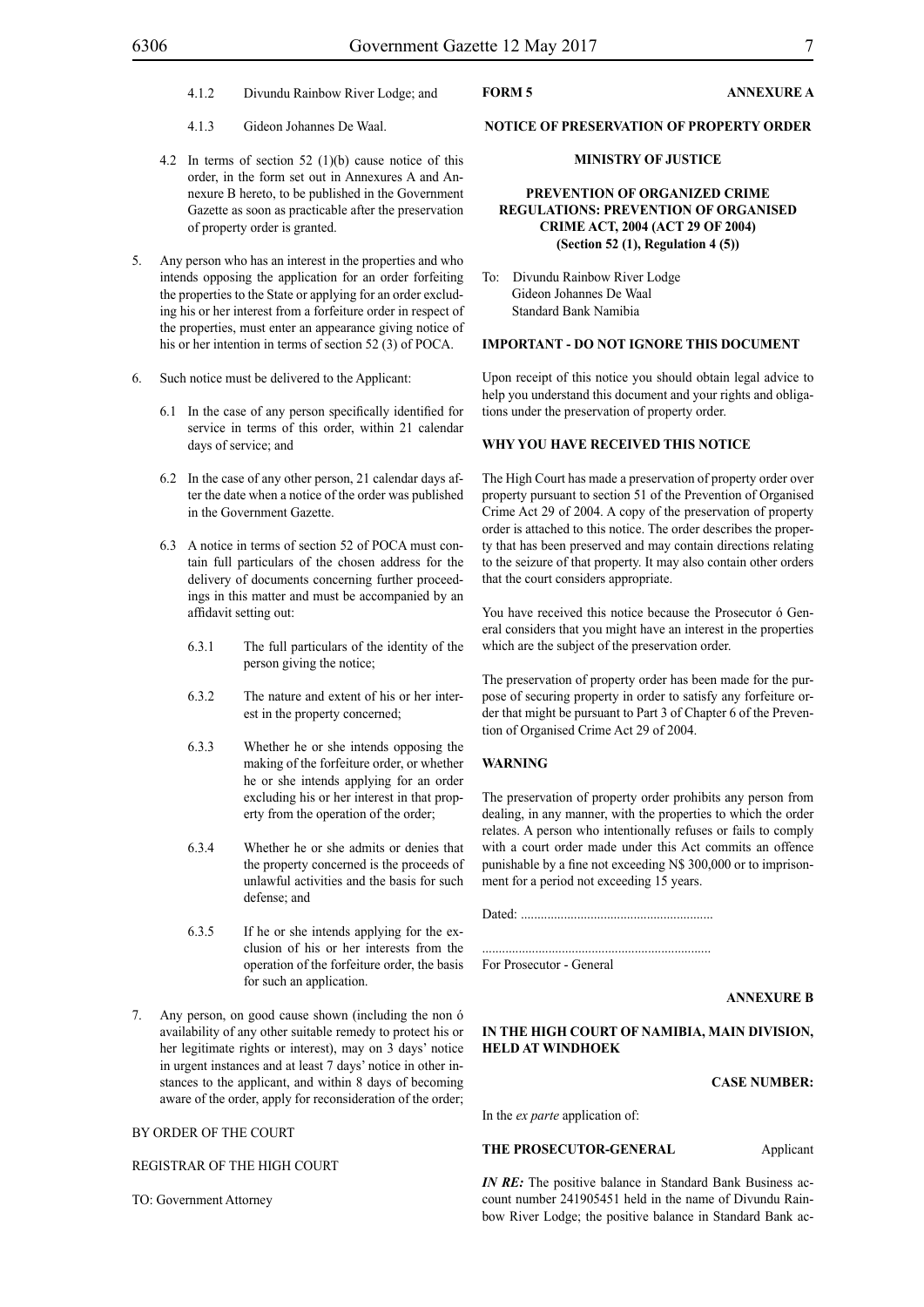4.1.2 Divundu Rainbow River Lodge; and

4.1.3 Gideon Johannes De Waal.

4.2 In terms of section 52 (1)(b) cause notice of this order, in the form set out in Annexures A and Annexure B hereto, to be published in the Government Gazette as soon as practicable after the preservation of property order is granted.

5. Any person who has an interest in the properties and who intends opposing the application for an order forfeiting the properties to the State or applying for an order excluding his or her interest from a forfeiture order in respect of the properties, must enter an appearance giving notice of his or her intention in terms of section 52 (3) of POCA.

6. Such notice must be delivered to the Applicant:

6.1 In the case of any person specifically identified for service in terms of this order, within 21 calendar days of service; and

6.2 In the case of any other person, 21 calendar days after the date when a notice of the order was published in the Government Gazette.

6.3 A notice in terms of section 52 of POCA must contain full particulars of the chosen address for the delivery of documents concerning further proceedings in this matter and must be accompanied by an affidavit setting out:

6.3.1 The full particulars of the identity of the person giving the notice;

6.3.2 The nature and extent of his or her interest in the property concerned;

6.3.3 Whether he or she intends opposing the making of the forfeiture order, or whether he or she intends applying for an order excluding his or her interest in that property from the operation of the order;

6.3.4 Whether he or she admits or denies that the property concerned is the proceeds of unlawful activities and the basis for such defense; and

6.3.5 If he or she intends applying for the exclusion of his or her interests from the operation of the forfeiture order, the basis for such an application.

7. Any person, on good cause shown (including the non ó availability of any other suitable remedy to protect his or her legitimate rights or interest), may on 3 days' notice in urgent instances and at least 7 days' notice in other instances to the applicant, and within 8 days of becoming aware of the order, apply for reconsideration of the order;

BY ORDER OF THE COURT

REGISTRAR OF THE HIGH COURT

TO: Government Attorney

**FORM 5** **ANNEXURE A**

**NOTICE OF PRESERVATION OF PROPERTY ORDER**

**MINISTRY OF JUSTICE**

**PREVENTION OF ORGANIZED CRIME REGULATIONS: PREVENTION OF ORGANISED CRIME ACT, 2004 (ACT 29 OF 2004) (Section 52 (1), Regulation 4 (5))**

To: Divundu Rainbow River Lodge
Gideon Johannes De Waal
Standard Bank Namibia

**IMPORTANT - DO NOT IGNORE THIS DOCUMENT**

Upon receipt of this notice you should obtain legal advice to help you understand this document and your rights and obligations under the preservation of property order.

**WHY YOU HAVE RECEIVED THIS NOTICE**

The High Court has made a preservation of property order over property pursuant to section 51 of the Prevention of Organised Crime Act 29 of 2004. A copy of the preservation of property order is attached to this notice. The order describes the property that has been preserved and may contain directions relating to the seizure of that property. It may also contain other orders that the court considers appropriate.

You have received this notice because the Prosecutor ó General considers that you might have an interest in the properties which are the subject of the preservation order.

The preservation of property order has been made for the purpose of securing property in order to satisfy any forfeiture order that might be pursuant to Part 3 of Chapter 6 of the Prevention of Organised Crime Act 29 of 2004.

**WARNING**

The preservation of property order prohibits any person from dealing, in any manner, with the properties to which the order relates. A person who intentionally refuses or fails to comply with a court order made under this Act commits an offence punishable by a fine not exceeding N$ 300,000 or to imprisonment for a period not exceeding 15 years.

Dated: .........................................................

....................................................................
For Prosecutor - General

**ANNEXURE B**

**IN THE HIGH COURT OF NAMIBIA, MAIN DIVISION, HELD AT WINDHOEK**

**CASE NUMBER:**

In the *ex parte* application of:

**THE PROSECUTOR-GENERAL** Applicant

***IN RE:*** The positive balance in Standard Bank Business account number 241905451 held in the name of Divundu Rainbow River Lodge; the positive balance in Standard Bank ac-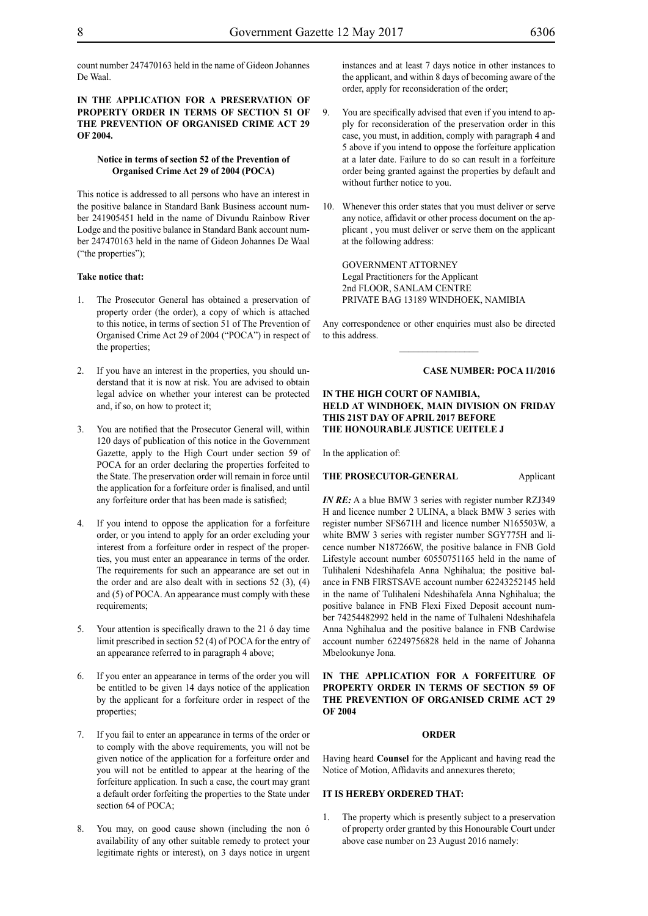count number 247470163 held in the name of Gideon Johannes De Waal.

**IN THE APPLICATION FOR A PRESERVATION OF PROPERTY ORDER IN TERMS OF SECTION 51 OF THE PREVENTION OF ORGANISED CRIME ACT 29 OF 2004.**

**Notice in terms of section 52 of the Prevention of Organised Crime Act 29 of 2004 (POCA)**

This notice is addressed to all persons who have an interest in the positive balance in Standard Bank Business account number 241905451 held in the name of Divundu Rainbow River Lodge and the positive balance in Standard Bank account number 247470163 held in the name of Gideon Johannes De Waal ("the properties");

**Take notice that:**

1. The Prosecutor General has obtained a preservation of property order (the order), a copy of which is attached to this notice, in terms of section 51 of The Prevention of Organised Crime Act 29 of 2004 ("POCA") in respect of the properties;

2. If you have an interest in the properties, you should understand that it is now at risk. You are advised to obtain legal advice on whether your interest can be protected and, if so, on how to protect it;

3. You are notified that the Prosecutor General will, within 120 days of publication of this notice in the Government Gazette, apply to the High Court under section 59 of POCA for an order declaring the properties forfeited to the State. The preservation order will remain in force until the application for a forfeiture order is finalised, and until any forfeiture order that has been made is satisfied;

4. If you intend to oppose the application for a forfeiture order, or you intend to apply for an order excluding your interest from a forfeiture order in respect of the properties, you must enter an appearance in terms of the order. The requirements for such an appearance are set out in the order and are also dealt with in sections 52 (3), (4) and (5) of POCA. An appearance must comply with these requirements;

5. Your attention is specifically drawn to the 21 ó day time limit prescribed in section 52 (4) of POCA for the entry of an appearance referred to in paragraph 4 above;

6. If you enter an appearance in terms of the order you will be entitled to be given 14 days notice of the application by the applicant for a forfeiture order in respect of the properties;

7. If you fail to enter an appearance in terms of the order or to comply with the above requirements, you will not be given notice of the application for a forfeiture order and you will not be entitled to appear at the hearing of the forfeiture application. In such a case, the court may grant a default order forfeiting the properties to the State under section 64 of POCA;

8. You may, on good cause shown (including the non ó availability of any other suitable remedy to protect your legitimate rights or interest), on 3 days notice in urgent instances and at least 7 days notice in other instances to the applicant, and within 8 days of becoming aware of the order, apply for reconsideration of the order;

9. You are specifically advised that even if you intend to apply for reconsideration of the preservation order in this case, you must, in addition, comply with paragraph 4 and 5 above if you intend to oppose the forfeiture application at a later date. Failure to do so can result in a forfeiture order being granted against the properties by default and without further notice to you.

10. Whenever this order states that you must deliver or serve any notice, affidavit or other process document on the applicant , you must deliver or serve them on the applicant at the following address:

GOVERNMENT ATTORNEY
Legal Practitioners for the Applicant
2nd FLOOR, SANLAM CENTRE
PRIVATE BAG 13189 WINDHOEK, NAMIBIA

Any correspondence or other enquiries must also be directed to this address.

---

**CASE NUMBER: POCA 11/2016**

**IN THE HIGH COURT OF NAMIBIA, HELD AT WINDHOEK, MAIN DIVISION ON FRIDAY THIS 21ST DAY OF APRIL 2017 BEFORE THE HONOURABLE JUSTICE UEITELE J**

In the application of:

**THE PROSECUTOR-GENERAL** Applicant

***IN RE:*** A a blue BMW 3 series with register number RZJ349 H and licence number 2 ULINA, a black BMW 3 series with register number SFS671H and licence number N165503W, a white BMW 3 series with register number SGY775H and licence number N187266W, the positive balance in FNB Gold Lifestyle account number 60550751165 held in the name of Tulihaleni Ndeshihafela Anna Nghihalua; the positive balance in FNB FIRSTSAVE account number 62243252145 held in the name of Tulihaleni Ndeshihafela Anna Nghihalua; the positive balance in FNB Flexi Fixed Deposit account number 74254482992 held in the name of Tulhaleni Ndeshihafela Anna Nghihalua and the positive balance in FNB Cardwise account number 62249756828 held in the name of Johanna Mbelookunye Jona.

**IN THE APPLICATION FOR A FORFEITURE OF PROPERTY ORDER IN TERMS OF SECTION 59 OF THE PREVENTION OF ORGANISED CRIME ACT 29 OF 2004**

**ORDER**

Having heard **Counsel** for the Applicant and having read the Notice of Motion, Affidavits and annexures thereto;

**IT IS HEREBY ORDERED THAT:**

1. The property which is presently subject to a preservation of property order granted by this Honourable Court under above case number on 23 August 2016 namely: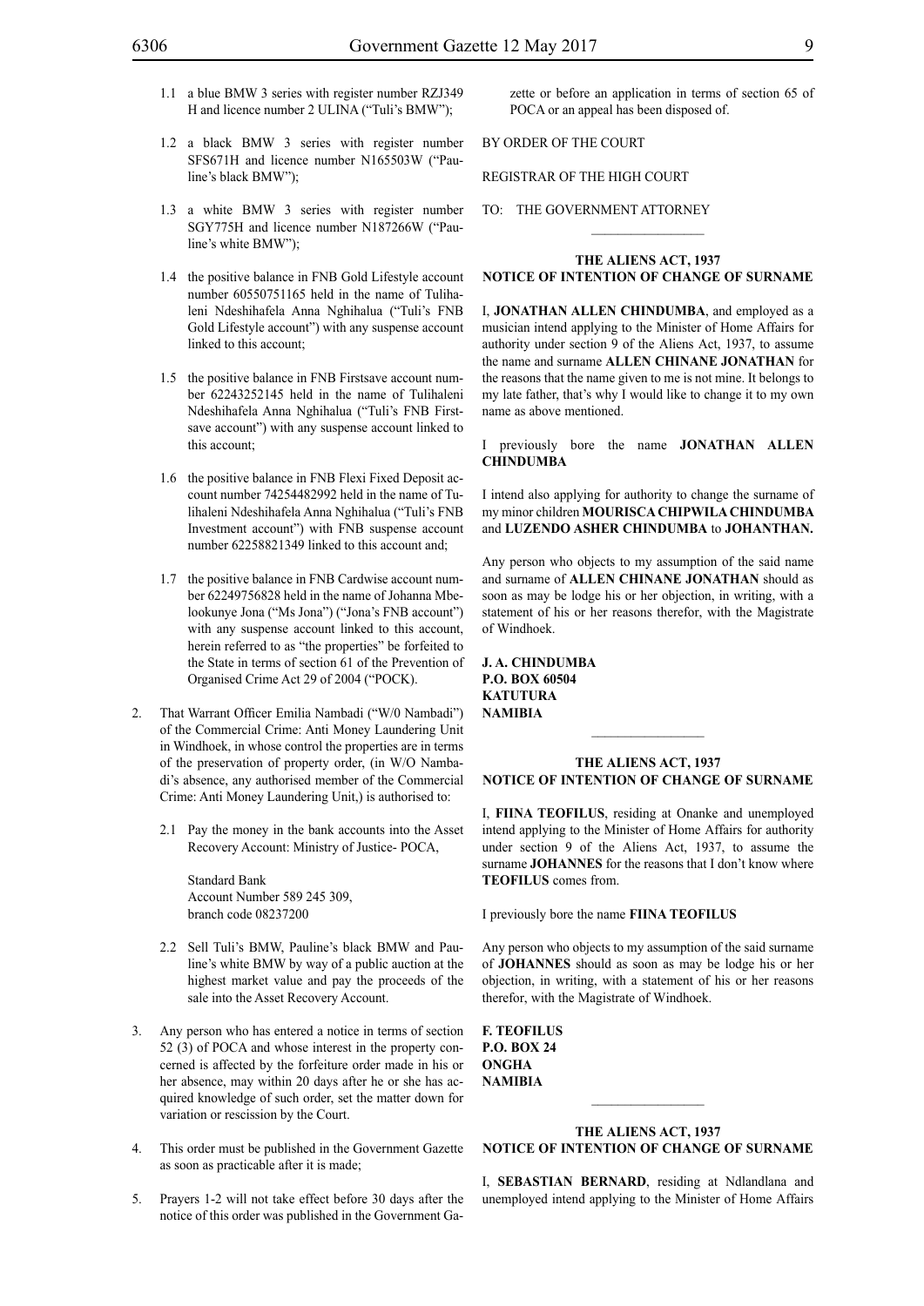1.1 a blue BMW 3 series with register number RZJ349 H and licence number 2 ULINA ("Tuli's BMW");

1.2 a black BMW 3 series with register number SFS671H and licence number N165503W ("Pauline's black BMW");

1.3 a white BMW 3 series with register number SGY775H and licence number N187266W ("Pauline's white BMW");

1.4 the positive balance in FNB Gold Lifestyle account number 60550751165 held in the name of Tulihaleni Ndeshihafela Anna Nghihalua ("Tuli's FNB Gold Lifestyle account") with any suspense account linked to this account;

1.5 the positive balance in FNB Firstsave account number 62243252145 held in the name of Tulihaleni Ndeshihafela Anna Nghihalua ("Tuli's FNB Firstsave account") with any suspense account linked to this account;

1.6 the positive balance in FNB Flexi Fixed Deposit account number 74254482992 held in the name of Tulihaleni Ndeshihafela Anna Nghihalua ("Tuli's FNB Investment account") with FNB suspense account number 62258821349 linked to this account and;

1.7 the positive balance in FNB Cardwise account number 62249756828 held in the name of Johanna Mbeelookunye Jona ("Ms Jona") ("Jona's FNB account") with any suspense account linked to this account, herein referred to as "the properties" be forfeited to the State in terms of section 61 of the Prevention of Organised Crime Act 29 of 2004 ("POCK).

2. That Warrant Officer Emilia Nambadi ("W/0 Nambadi") of the Commercial Crime: Anti Money Laundering Unit in Windhoek, in whose control the properties are in terms of the preservation of property order, (in W/O Nambadi's absence, any authorised member of the Commercial Crime: Anti Money Laundering Unit,) is authorised to:

 2.1 Pay the money in the bank accounts into the Asset Recovery Account: Ministry of Justice- POCA,

 Standard Bank
 Account Number 589 245 309,
 branch code 08237200

 2.2 Sell Tuli's BMW, Pauline's black BMW and Pauline's white BMW by way of a public auction at the highest market value and pay the proceeds of the sale into the Asset Recovery Account.

3. Any person who has entered a notice in terms of section 52 (3) of POCA and whose interest in the property concerned is affected by the forfeiture order made in his or her absence, may within 20 days after he or she has acquired knowledge of such order, set the matter down for variation or rescission by the Court.

4. This order must be published in the Government Gazette as soon as practicable after it is made;

5. Prayers 1-2 will not take effect before 30 days after the notice of this order was published in the Government Gazette or before an application in terms of section 65 of POCA or an appeal has been disposed of.

BY ORDER OF THE COURT

REGISTRAR OF THE HIGH COURT

TO: THE GOVERNMENT ATTORNEY

---

### THE ALIENS ACT, 1937
### NOTICE OF INTENTION OF CHANGE OF SURNAME

I, **JONATHAN ALLEN CHINDUMBA**, and employed as a musician intend applying to the Minister of Home Affairs for authority under section 9 of the Aliens Act, 1937, to assume the name and surname **ALLEN CHINANE JONATHAN** for the reasons that the name given to me is not mine. It belongs to my late father, that's why I would like to change it to my own name as above mentioned.

I previously bore the name **JONATHAN ALLEN CHINDUMBA**

I intend also applying for authority to change the surname of my minor children **MOURISCA CHIPWILA CHINDUMBA** and **LUZENDO ASHER CHINDUMBA** to **JOHANTHAN.**

Any person who objects to my assumption of the said name and surname of **ALLEN CHINANE JONATHAN** should as soon as may be lodge his or her objection, in writing, with a statement of his or her reasons therefor, with the Magistrate of Windhoek.

**J. A. CHINDUMBA**
**P.O. BOX 60504**
**KATUTURA**
**NAMIBIA**

---

### THE ALIENS ACT, 1937
### NOTICE OF INTENTION OF CHANGE OF SURNAME

I, **FIINA TEOFILUS**, residing at Onanke and unemployed intend applying to the Minister of Home Affairs for authority under section 9 of the Aliens Act, 1937, to assume the surname **JOHANNES** for the reasons that I don't know where **TEOFILUS** comes from.

I previously bore the name **FIINA TEOFILUS**

Any person who objects to my assumption of the said surname of **JOHANNES** should as soon as may be lodge his or her objection, in writing, with a statement of his or her reasons therefor, with the Magistrate of Windhoek.

**F. TEOFILUS**
**P.O. BOX 24**
**ONGHA**
**NAMIBIA**

---

### THE ALIENS ACT, 1937
### NOTICE OF INTENTION OF CHANGE OF SURNAME

I, **SEBASTIAN BERNARD**, residing at Ndlandlana and unemployed intend applying to the Minister of Home Affairs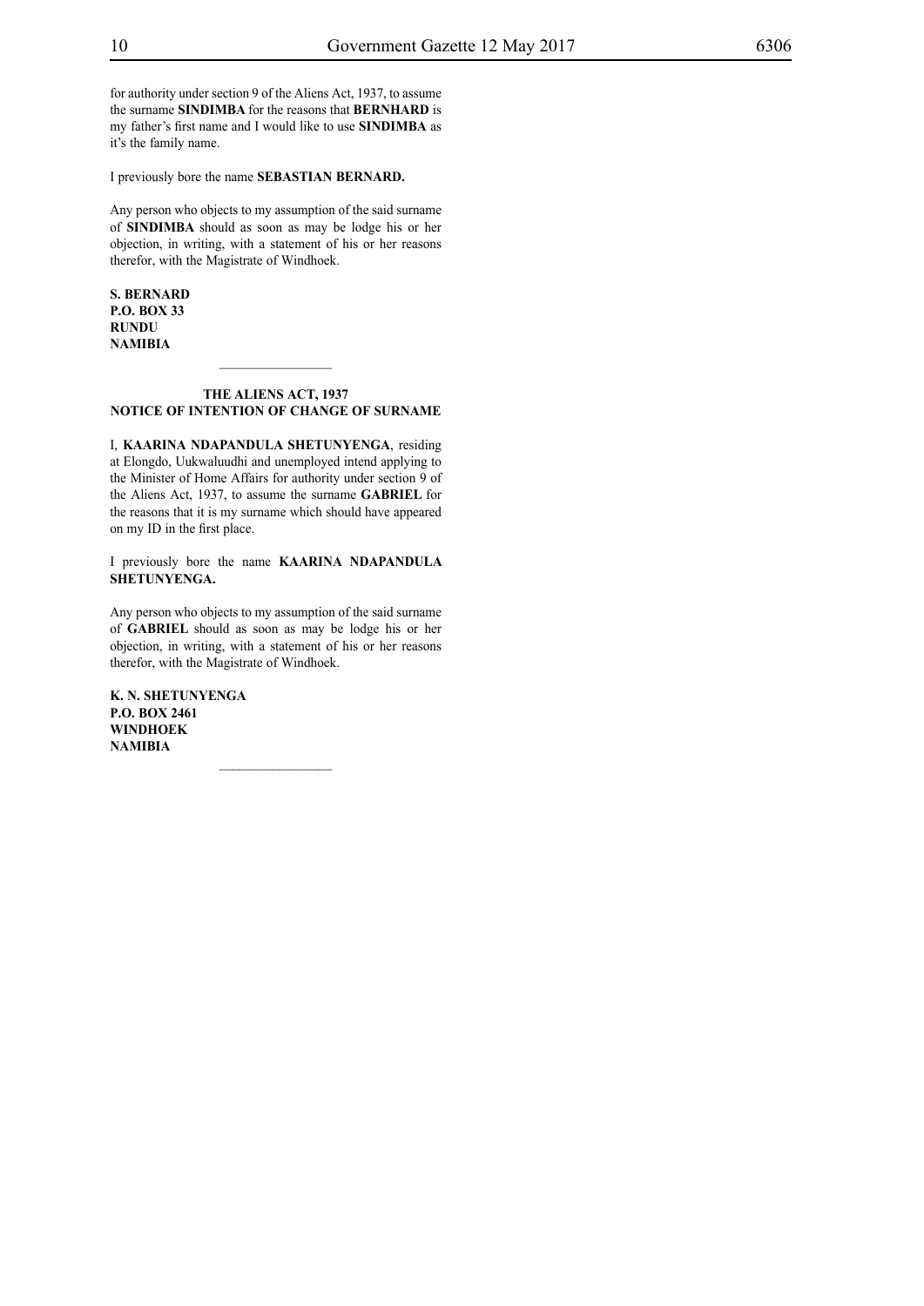for authority under section 9 of the Aliens Act, 1937, to assume the surname **SINDIMBA** for the reasons that **BERNHARD** is my father's first name and I would like to use **SINDIMBA** as it's the family name.

I previously bore the name **SEBASTIAN BERNARD.**

Any person who objects to my assumption of the said surname of **SINDIMBA** should as soon as may be lodge his or her objection, in writing, with a statement of his or her reasons therefor, with the Magistrate of Windhoek.

**S. BERNARD**
**P.O. BOX 33**
**RUNDU**
**NAMIBIA**

---

**THE ALIENS ACT, 1937**
**NOTICE OF INTENTION OF CHANGE OF SURNAME**

I, **KAARINA NDAPANDULA SHETUNYENGA**, residing at Elongdo, Uukwaluudhi and unemployed intend applying to the Minister of Home Affairs for authority under section 9 of the Aliens Act, 1937, to assume the surname **GABRIEL** for the reasons that it is my surname which should have appeared on my ID in the first place.

I previously bore the name **KAARINA NDAPANDULA SHETUNYENGA.**

Any person who objects to my assumption of the said surname of **GABRIEL** should as soon as may be lodge his or her objection, in writing, with a statement of his or her reasons therefor, with the Magistrate of Windhoek.

**K. N. SHETUNYENGA**
**P.O. BOX 2461**
**WINDHOEK**
**NAMIBIA**

---